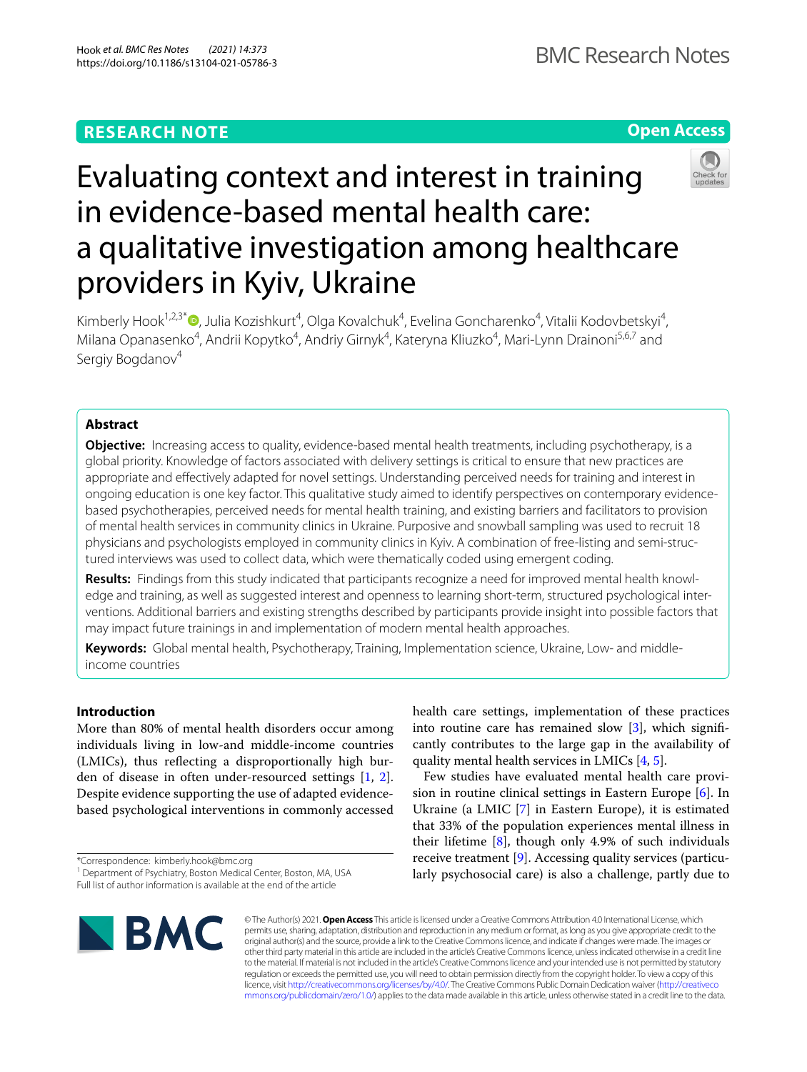RESEARCH NOTE

Open Access

# Evaluating context and interest in training in evidence-based mental health care: a qualitative investigation among healthcare providers in Kyiv, Ukraine

Kimberly Hook[1,2,3*], Julia Kozishkurt[4], Olga Kovalchuk[4], Evelina Goncharenko[4], Vitalii Kodovbetskyi[4], Milana Opanasenko[4], Andrii Kopytko[4], Andriy Girnyk[4], Kateryna Kliuzko[4], Mari-Lynn Drainoni[5,6,7] and Sergiy Bogdanov[4]

## Abstract

**Objective:** Increasing access to quality, evidence-based mental health treatments, including psychotherapy, is a global priority. Knowledge of factors associated with delivery settings is critical to ensure that new practices are appropriate and effectively adapted for novel settings. Understanding perceived needs for training and interest in ongoing education is one key factor. This qualitative study aimed to identify perspectives on contemporary evidence-based psychotherapies, perceived needs for mental health training, and existing barriers and facilitators to provision of mental health services in community clinics in Ukraine. Purposive and snowball sampling was used to recruit 18 physicians and psychologists employed in community clinics in Kyiv. A combination of free-listing and semi-structured interviews was used to collect data, which were thematically coded using emergent coding.

**Results:** Findings from this study indicated that participants recognize a need for improved mental health knowledge and training, as well as suggested interest and openness to learning short-term, structured psychological interventions. Additional barriers and existing strengths described by participants provide insight into possible factors that may impact future trainings in and implementation of modern mental health approaches.

**Keywords:** Global mental health, Psychotherapy, Training, Implementation science, Ukraine, Low- and middle-income countries

## Introduction

More than 80% of mental health disorders occur among individuals living in low-and middle-income countries (LMICs), thus reflecting a disproportionally high burden of disease in often under-resourced settings [1, 2]. Despite evidence supporting the use of adapted evidence-based psychological interventions in commonly accessed health care settings, implementation of these practices into routine care has remained slow [3], which significantly contributes to the large gap in the availability of quality mental health services in LMICs [4, 5].

Few studies have evaluated mental health care provision in routine clinical settings in Eastern Europe [6]. In Ukraine (a LMIC [7] in Eastern Europe), it is estimated that 33% of the population experiences mental illness in their lifetime [8], though only 4.9% of such individuals receive treatment [9]. Accessing quality services (particularly psychosocial care) is also a challenge, partly due to

*Correspondence: kimberly.hook@bmc.org
[1] Department of Psychiatry, Boston Medical Center, Boston, MA, USA
Full list of author information is available at the end of the article

© The Author(s) 2021. **Open Access** This article is licensed under a Creative Commons Attribution 4.0 International License, which permits use, sharing, adaptation, distribution and reproduction in any medium or format, as long as you give appropriate credit to the original author(s) and the source, provide a link to the Creative Commons licence, and indicate if changes were made. The images or other third party material in this article are included in the article's Creative Commons licence, unless indicated otherwise in a credit line to the material. If material is not included in the article's Creative Commons licence and your intended use is not permitted by statutory regulation or exceeds the permitted use, you will need to obtain permission directly from the copyright holder. To view a copy of this licence, visit http://creativecommons.org/licenses/by/4.0/. The Creative Commons Public Domain Dedication waiver (http://creativecommons.org/publicdomain/zero/1.0/) applies to the data made available in this article, unless otherwise stated in a credit line to the data.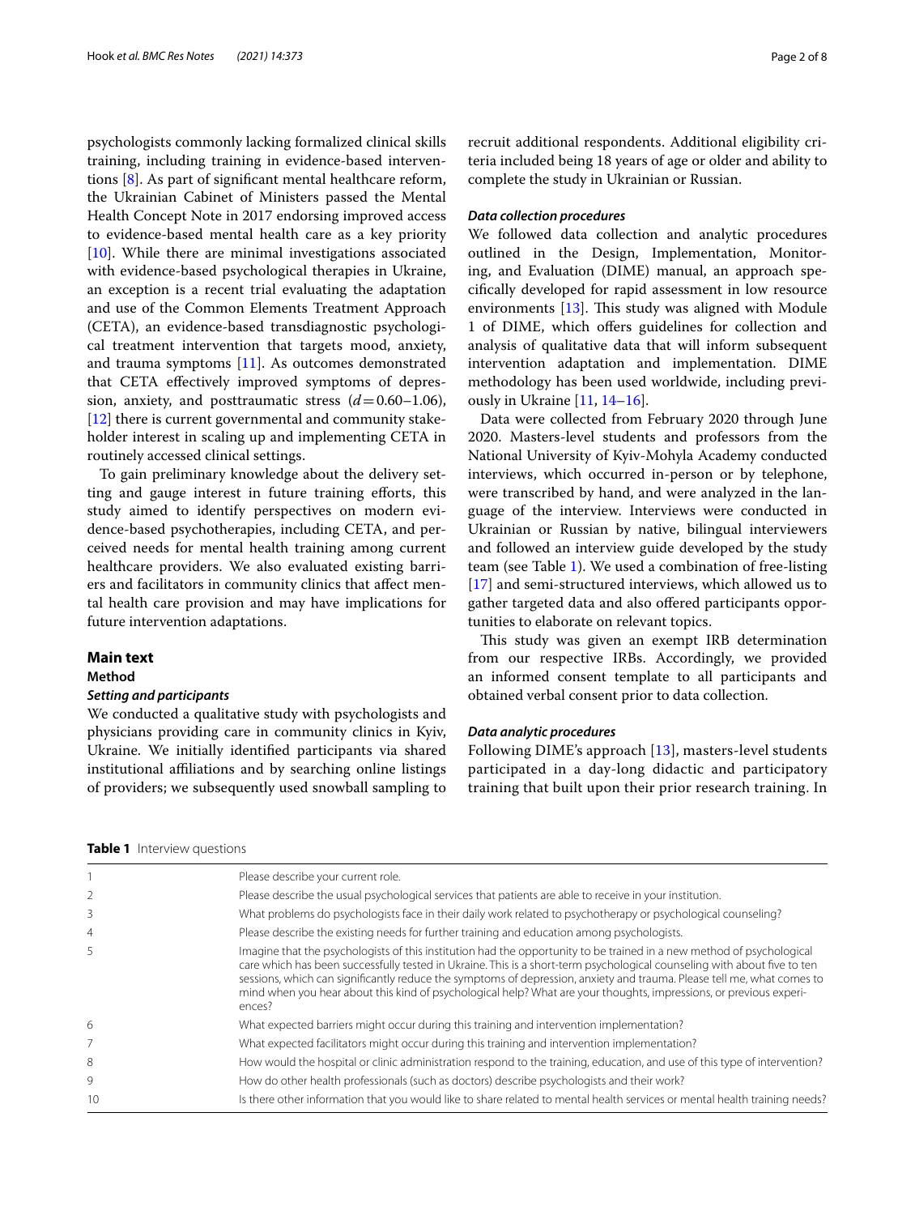psychologists commonly lacking formalized clinical skills training, including training in evidence-based interventions [8]. As part of significant mental healthcare reform, the Ukrainian Cabinet of Ministers passed the Mental Health Concept Note in 2017 endorsing improved access to evidence-based mental health care as a key priority [10]. While there are minimal investigations associated with evidence-based psychological therapies in Ukraine, an exception is a recent trial evaluating the adaptation and use of the Common Elements Treatment Approach (CETA), an evidence-based transdiagnostic psychological treatment intervention that targets mood, anxiety, and trauma symptoms [11]. As outcomes demonstrated that CETA effectively improved symptoms of depression, anxiety, and posttraumatic stress ($d = 0.60–1.06$), [12] there is current governmental and community stakeholder interest in scaling up and implementing CETA in routinely accessed clinical settings.

To gain preliminary knowledge about the delivery setting and gauge interest in future training efforts, this study aimed to identify perspectives on modern evidence-based psychotherapies, including CETA, and perceived needs for mental health training among current healthcare providers. We also evaluated existing barriers and facilitators in community clinics that affect mental health care provision and may have implications for future intervention adaptations.

## Main text

### Method

#### *Setting and participants*

We conducted a qualitative study with psychologists and physicians providing care in community clinics in Kyiv, Ukraine. We initially identified participants via shared institutional affiliations and by searching online listings of providers; we subsequently used snowball sampling to recruit additional respondents. Additional eligibility criteria included being 18 years of age or older and ability to complete the study in Ukrainian or Russian.

#### *Data collection procedures*

We followed data collection and analytic procedures outlined in the Design, Implementation, Monitoring, and Evaluation (DIME) manual, an approach specifically developed for rapid assessment in low resource environments [13]. This study was aligned with Module 1 of DIME, which offers guidelines for collection and analysis of qualitative data that will inform subsequent intervention adaptation and implementation. DIME methodology has been used worldwide, including previously in Ukraine [11, 14–16].

Data were collected from February 2020 through June 2020. Masters-level students and professors from the National University of Kyiv-Mohyla Academy conducted interviews, which occurred in-person or by telephone, were transcribed by hand, and were analyzed in the language of the interview. Interviews were conducted in Ukrainian or Russian by native, bilingual interviewers and followed an interview guide developed by the study team (see Table 1). We used a combination of free-listing [17] and semi-structured interviews, which allowed us to gather targeted data and also offered participants opportunities to elaborate on relevant topics.

This study was given an exempt IRB determination from our respective IRBs. Accordingly, we provided an informed consent template to all participants and obtained verbal consent prior to data collection.

#### *Data analytic procedures*

Following DIME's approach [13], masters-level students participated in a day-long didactic and participatory training that built upon their prior research training. In

**Table 1** Interview questions

| | |
|---|---|
| 1 | Please describe your current role. |
| 2 | Please describe the usual psychological services that patients are able to receive in your institution. |
| 3 | What problems do psychologists face in their daily work related to psychotherapy or psychological counseling? |
| 4 | Please describe the existing needs for further training and education among psychologists. |
| 5 | Imagine that the psychologists of this institution had the opportunity to be trained in a new method of psychological care which has been successfully tested in Ukraine. This is a short-term psychological counseling with about five to ten sessions, which can significantly reduce the symptoms of depression, anxiety and trauma. Please tell me, what comes to mind when you hear about this kind of psychological help? What are your thoughts, impressions, or previous experiences? |
| 6 | What expected barriers might occur during this training and intervention implementation? |
| 7 | What expected facilitators might occur during this training and intervention implementation? |
| 8 | How would the hospital or clinic administration respond to the training, education, and use of this type of intervention? |
| 9 | How do other health professionals (such as doctors) describe psychologists and their work? |
| 10 | Is there other information that you would like to share related to mental health services or mental health training needs? |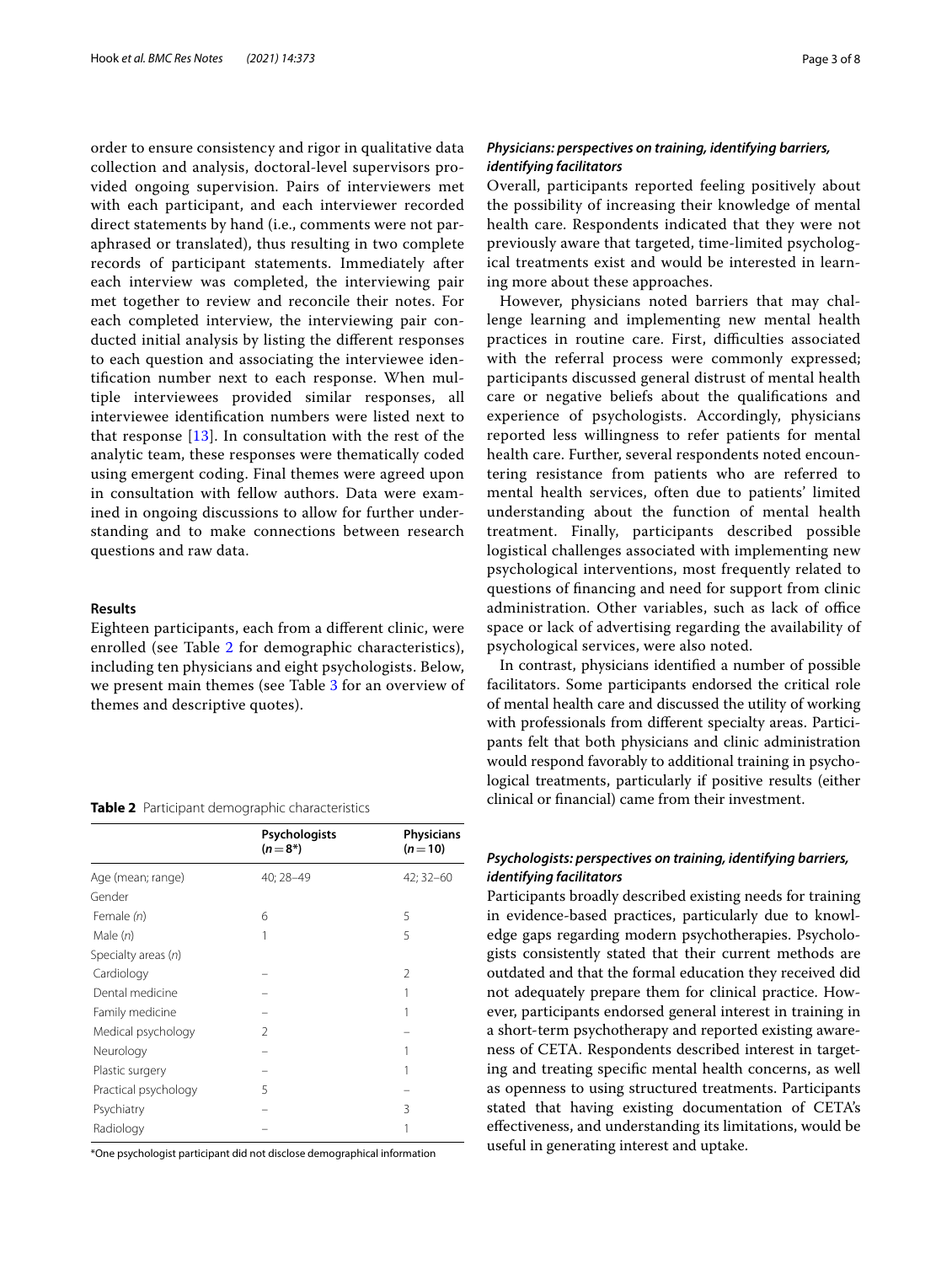order to ensure consistency and rigor in qualitative data collection and analysis, doctoral-level supervisors provided ongoing supervision. Pairs of interviewers met with each participant, and each interviewer recorded direct statements by hand (i.e., comments were not paraphrased or translated), thus resulting in two complete records of participant statements. Immediately after each interview was completed, the interviewing pair met together to review and reconcile their notes. For each completed interview, the interviewing pair conducted initial analysis by listing the different responses to each question and associating the interviewee identification number next to each response. When multiple interviewees provided similar responses, all interviewee identification numbers were listed next to that response [13]. In consultation with the rest of the analytic team, these responses were thematically coded using emergent coding. Final themes were agreed upon in consultation with fellow authors. Data were examined in ongoing discussions to allow for further understanding and to make connections between research questions and raw data.

## Results

Eighteen participants, each from a different clinic, were enrolled (see Table 2 for demographic characteristics), including ten physicians and eight psychologists. Below, we present main themes (see Table 3 for an overview of themes and descriptive quotes).

**Table 2** Participant demographic characteristics

| | Psychologists (n = 8*) | Physicians (n = 10) |
|---|---|---|
| Age (mean; range) | 40; 28–49 | 42; 32–60 |
| Gender | | |
| Female (n) | 6 | 5 |
| Male (n) | 1 | 5 |
| Specialty areas (n) | | |
| Cardiology | – | 2 |
| Dental medicine | – | 1 |
| Family medicine | – | 1 |
| Medical psychology | 2 | – |
| Neurology | – | 1 |
| Plastic surgery | – | 1 |
| Practical psychology | 5 | – |
| Psychiatry | – | 3 |
| Radiology | – | 1 |

*One psychologist participant did not disclose demographical information

### *Physicians: perspectives on training, identifying barriers, identifying facilitators*

Overall, participants reported feeling positively about the possibility of increasing their knowledge of mental health care. Respondents indicated that they were not previously aware that targeted, time-limited psychological treatments exist and would be interested in learning more about these approaches.

However, physicians noted barriers that may challenge learning and implementing new mental health practices in routine care. First, difficulties associated with the referral process were commonly expressed; participants discussed general distrust of mental health care or negative beliefs about the qualifications and experience of psychologists. Accordingly, physicians reported less willingness to refer patients for mental health care. Further, several respondents noted encountering resistance from patients who are referred to mental health services, often due to patients' limited understanding about the function of mental health treatment. Finally, participants described possible logistical challenges associated with implementing new psychological interventions, most frequently related to questions of financing and need for support from clinic administration. Other variables, such as lack of office space or lack of advertising regarding the availability of psychological services, were also noted.

In contrast, physicians identified a number of possible facilitators. Some participants endorsed the critical role of mental health care and discussed the utility of working with professionals from different specialty areas. Participants felt that both physicians and clinic administration would respond favorably to additional training in psychological treatments, particularly if positive results (either clinical or financial) came from their investment.

### *Psychologists: perspectives on training, identifying barriers, identifying facilitators*

Participants broadly described existing needs for training in evidence-based practices, particularly due to knowledge gaps regarding modern psychotherapies. Psychologists consistently stated that their current methods are outdated and that the formal education they received did not adequately prepare them for clinical practice. However, participants endorsed general interest in training in a short-term psychotherapy and reported existing awareness of CETA. Respondents described interest in targeting and treating specific mental health concerns, as well as openness to using structured treatments. Participants stated that having existing documentation of CETA's effectiveness, and understanding its limitations, would be useful in generating interest and uptake.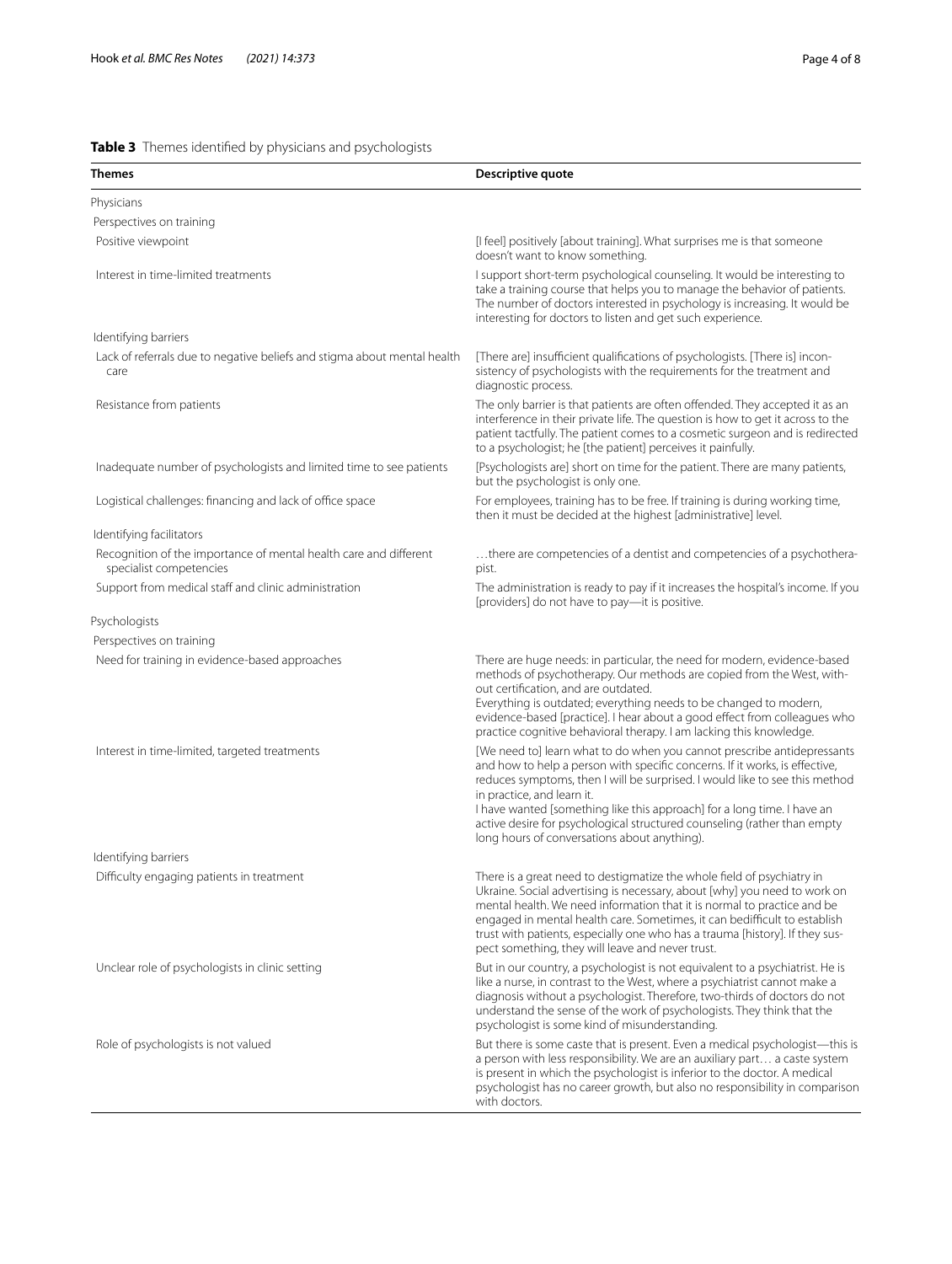**Table 3** Themes identified by physicians and psychologists

| Themes | Descriptive quote |
|---|---|
| Physicians | |
| Perspectives on training | |
| Positive viewpoint | [I feel] positively [about training]. What surprises me is that someone doesn't want to know something. |
| Interest in time-limited treatments | I support short-term psychological counseling. It would be interesting to take a training course that helps you to manage the behavior of patients. The number of doctors interested in psychology is increasing. It would be interesting for doctors to listen and get such experience. |
| Identifying barriers | |
| Lack of referrals due to negative beliefs and stigma about mental health care | [There are] insufficient qualifications of psychologists. [There is] inconsistency of psychologists with the requirements for the treatment and diagnostic process. |
| Resistance from patients | The only barrier is that patients are often offended. They accepted it as an interference in their private life. The question is how to get it across to the patient tactfully. The patient comes to a cosmetic surgeon and is redirected to a psychologist; he [the patient] perceives it painfully. |
| Inadequate number of psychologists and limited time to see patients | [Psychologists are] short on time for the patient. There are many patients, but the psychologist is only one. |
| Logistical challenges: financing and lack of office space | For employees, training has to be free. If training is during working time, then it must be decided at the highest [administrative] level. |
| Identifying facilitators | |
| Recognition of the importance of mental health care and different specialist competencies | …there are competencies of a dentist and competencies of a psychotherapist. |
| Support from medical staff and clinic administration | The administration is ready to pay if it increases the hospital's income. If you [providers] do not have to pay—it is positive. |
| Psychologists | |
| Perspectives on training | |
| Need for training in evidence-based approaches | There are huge needs: in particular, the need for modern, evidence-based methods of psychotherapy. Our methods are copied from the West, without certification, and are outdated. Everything is outdated; everything needs to be changed to modern, evidence-based [practice]. I hear about a good effect from colleagues who practice cognitive behavioral therapy. I am lacking this knowledge. |
| Interest in time-limited, targeted treatments | [We need to] learn what to do when you cannot prescribe antidepressants and how to help a person with specific concerns. If it works, is effective, reduces symptoms, then I will be surprised. I would like to see this method in practice, and learn it. I have wanted [something like this approach] for a long time. I have an active desire for psychological structured counseling (rather than empty long hours of conversations about anything). |
| Identifying barriers | |
| Difficulty engaging patients in treatment | There is a great need to destigmatize the whole field of psychiatry in Ukraine. Social advertising is necessary, about [why] you need to work on mental health. We need information that it is normal to practice and be engaged in mental health care. Sometimes, it can bedifficult to establish trust with patients, especially one who has a trauma [history]. If they suspect something, they will leave and never trust. |
| Unclear role of psychologists in clinic setting | But in our country, a psychologist is not equivalent to a psychiatrist. He is like a nurse, in contrast to the West, where a psychiatrist cannot make a diagnosis without a psychologist. Therefore, two-thirds of doctors do not understand the sense of the work of psychologists. They think that the psychologist is some kind of misunderstanding. |
| Role of psychologists is not valued | But there is some caste that is present. Even a medical psychologist—this is a person with less responsibility. We are an auxiliary part… a caste system is present in which the psychologist is inferior to the doctor. A medical psychologist has no career growth, but also no responsibility in comparison with doctors. |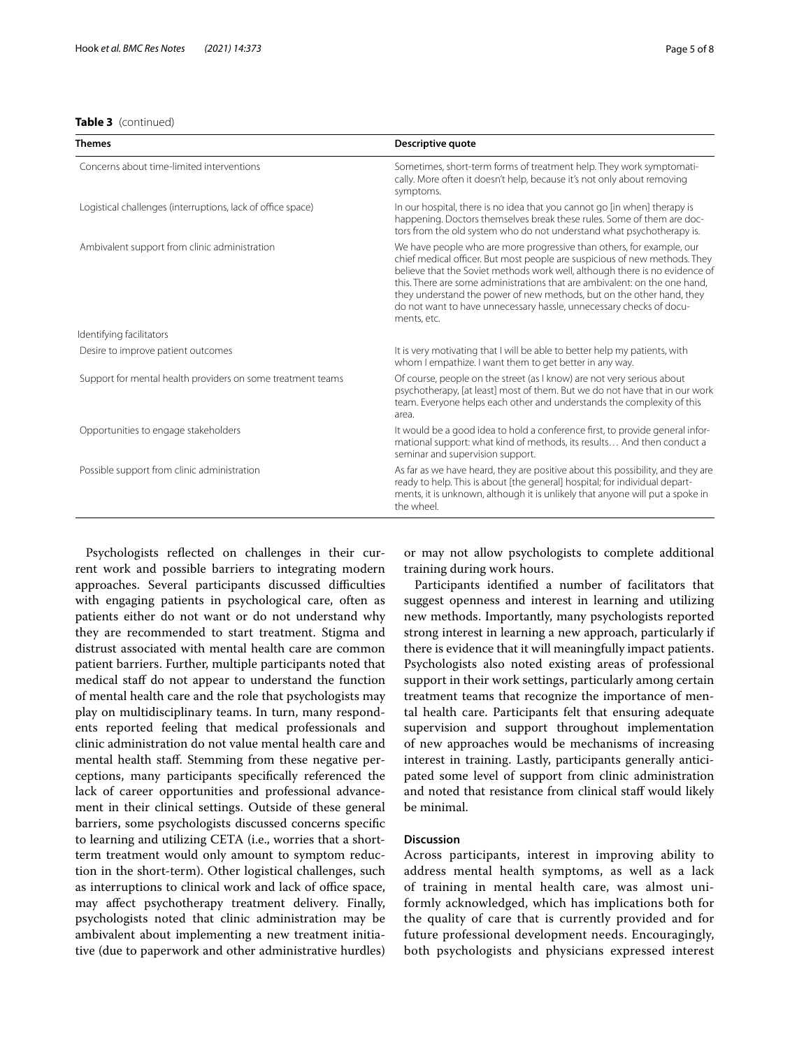**Table 3** (continued)

| Themes | Descriptive quote |
| --- | --- |
| Concerns about time-limited interventions | Sometimes, short-term forms of treatment help. They work symptomatically. More often it doesn't help, because it's not only about removing symptoms. |
| Logistical challenges (interruptions, lack of office space) | In our hospital, there is no idea that you cannot go [in when] therapy is happening. Doctors themselves break these rules. Some of them are doctors from the old system who do not understand what psychotherapy is. |
| Ambivalent support from clinic administration | We have people who are more progressive than others, for example, our chief medical officer. But most people are suspicious of new methods. They believe that the Soviet methods work well, although there is no evidence of this. There are some administrations that are ambivalent: on the one hand, they understand the power of new methods, but on the other hand, they do not want to have unnecessary hassle, unnecessary checks of documents, etc. |
| Identifying facilitators | |
| Desire to improve patient outcomes | It is very motivating that I will be able to better help my patients, with whom I empathize. I want them to get better in any way. |
| Support for mental health providers on some treatment teams | Of course, people on the street (as I know) are not very serious about psychotherapy, [at least] most of them. But we do not have that in our work team. Everyone helps each other and understands the complexity of this area. |
| Opportunities to engage stakeholders | It would be a good idea to hold a conference first, to provide general informational support: what kind of methods, its results… And then conduct a seminar and supervision support. |
| Possible support from clinic administration | As far as we have heard, they are positive about this possibility, and they are ready to help. This is about [the general] hospital; for individual departments, it is unknown, although it is unlikely that anyone will put a spoke in the wheel. |

Psychologists reflected on challenges in their current work and possible barriers to integrating modern approaches. Several participants discussed difficulties with engaging patients in psychological care, often as patients either do not want or do not understand why they are recommended to start treatment. Stigma and distrust associated with mental health care are common patient barriers. Further, multiple participants noted that medical staff do not appear to understand the function of mental health care and the role that psychologists may play on multidisciplinary teams. In turn, many respondents reported feeling that medical professionals and clinic administration do not value mental health care and mental health staff. Stemming from these negative perceptions, many participants specifically referenced the lack of career opportunities and professional advancement in their clinical settings. Outside of these general barriers, some psychologists discussed concerns specific to learning and utilizing CETA (i.e., worries that a short-term treatment would only amount to symptom reduction in the short-term). Other logistical challenges, such as interruptions to clinical work and lack of office space, may affect psychotherapy treatment delivery. Finally, psychologists noted that clinic administration may be ambivalent about implementing a new treatment initiative (due to paperwork and other administrative hurdles) or may not allow psychologists to complete additional training during work hours.

Participants identified a number of facilitators that suggest openness and interest in learning and utilizing new methods. Importantly, many psychologists reported strong interest in learning a new approach, particularly if there is evidence that it will meaningfully impact patients. Psychologists also noted existing areas of professional support in their work settings, particularly among certain treatment teams that recognize the importance of mental health care. Participants felt that ensuring adequate supervision and support throughout implementation of new approaches would be mechanisms of increasing interest in training. Lastly, participants generally anticipated some level of support from clinic administration and noted that resistance from clinical staff would likely be minimal.

## Discussion

Across participants, interest in improving ability to address mental health symptoms, as well as a lack of training in mental health care, was almost uniformly acknowledged, which has implications both for the quality of care that is currently provided and for future professional development needs. Encouragingly, both psychologists and physicians expressed interest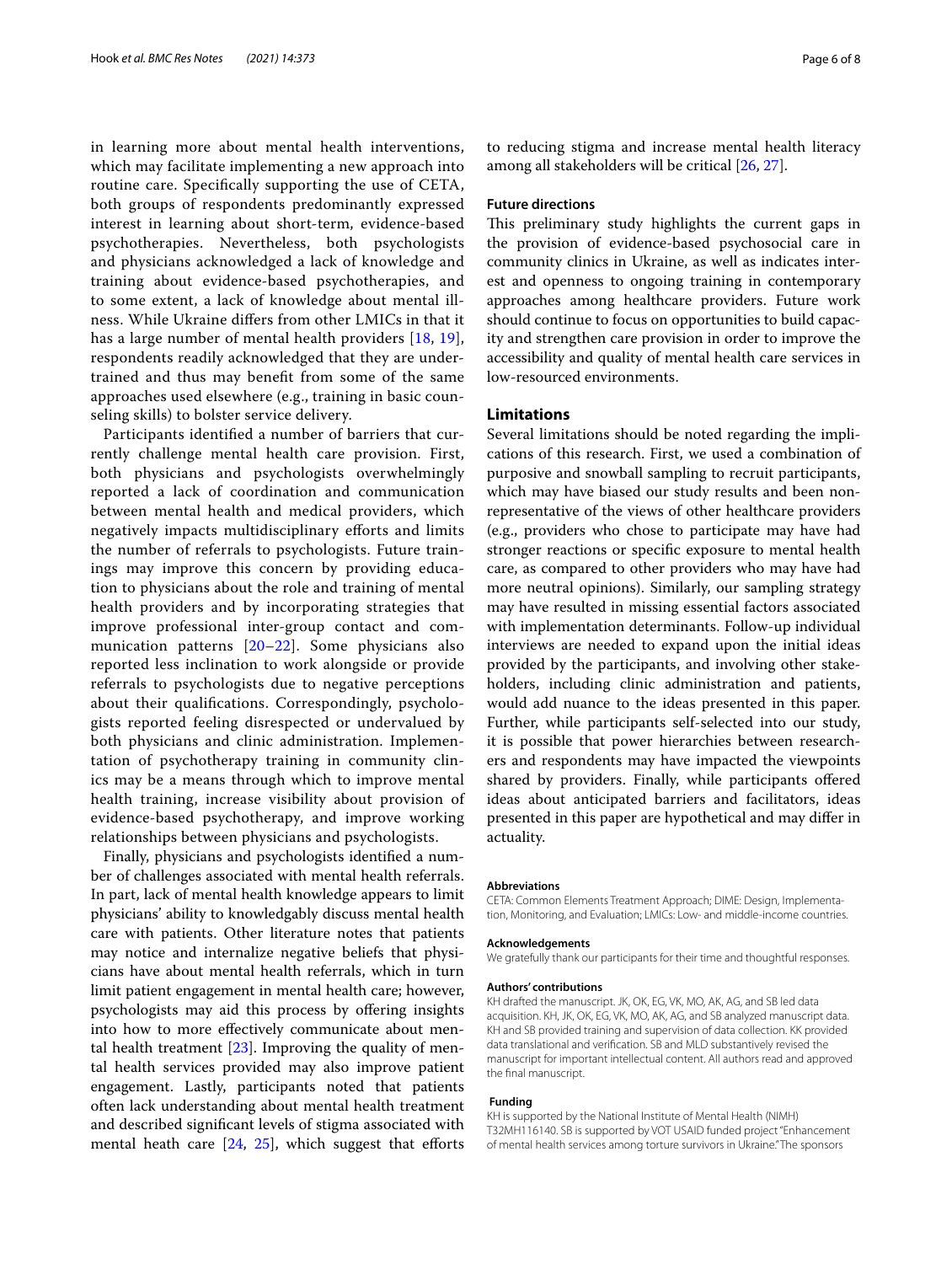in learning more about mental health interventions, which may facilitate implementing a new approach into routine care. Specifically supporting the use of CETA, both groups of respondents predominantly expressed interest in learning about short-term, evidence-based psychotherapies. Nevertheless, both psychologists and physicians acknowledged a lack of knowledge and training about evidence-based psychotherapies, and to some extent, a lack of knowledge about mental illness. While Ukraine differs from other LMICs in that it has a large number of mental health providers [18, 19], respondents readily acknowledged that they are undertrained and thus may benefit from some of the same approaches used elsewhere (e.g., training in basic counseling skills) to bolster service delivery.

Participants identified a number of barriers that currently challenge mental health care provision. First, both physicians and psychologists overwhelmingly reported a lack of coordination and communication between mental health and medical providers, which negatively impacts multidisciplinary efforts and limits the number of referrals to psychologists. Future trainings may improve this concern by providing education to physicians about the role and training of mental health providers and by incorporating strategies that improve professional inter-group contact and communication patterns [20–22]. Some physicians also reported less inclination to work alongside or provide referrals to psychologists due to negative perceptions about their qualifications. Correspondingly, psychologists reported feeling disrespected or undervalued by both physicians and clinic administration. Implementation of psychotherapy training in community clinics may be a means through which to improve mental health training, increase visibility about provision of evidence-based psychotherapy, and improve working relationships between physicians and psychologists.

Finally, physicians and psychologists identified a number of challenges associated with mental health referrals. In part, lack of mental health knowledge appears to limit physicians' ability to knowledgably discuss mental health care with patients. Other literature notes that patients may notice and internalize negative beliefs that physicians have about mental health referrals, which in turn limit patient engagement in mental health care; however, psychologists may aid this process by offering insights into how to more effectively communicate about mental health treatment [23]. Improving the quality of mental health services provided may also improve patient engagement. Lastly, participants noted that patients often lack understanding about mental health treatment and described significant levels of stigma associated with mental heath care [24, 25], which suggest that efforts to reducing stigma and increase mental health literacy among all stakeholders will be critical [26, 27].

### Future directions

This preliminary study highlights the current gaps in the provision of evidence-based psychosocial care in community clinics in Ukraine, as well as indicates interest and openness to ongoing training in contemporary approaches among healthcare providers. Future work should continue to focus on opportunities to build capacity and strengthen care provision in order to improve the accessibility and quality of mental health care services in low-resourced environments.

## Limitations

Several limitations should be noted regarding the implications of this research. First, we used a combination of purposive and snowball sampling to recruit participants, which may have biased our study results and been non-representative of the views of other healthcare providers (e.g., providers who chose to participate may have had stronger reactions or specific exposure to mental health care, as compared to other providers who may have had more neutral opinions). Similarly, our sampling strategy may have resulted in missing essential factors associated with implementation determinants. Follow-up individual interviews are needed to expand upon the initial ideas provided by the participants, and involving other stakeholders, including clinic administration and patients, would add nuance to the ideas presented in this paper. Further, while participants self-selected into our study, it is possible that power hierarchies between researchers and respondents may have impacted the viewpoints shared by providers. Finally, while participants offered ideas about anticipated barriers and facilitators, ideas presented in this paper are hypothetical and may differ in actuality.

#### Abbreviations

CETA: Common Elements Treatment Approach; DIME: Design, Implementation, Monitoring, and Evaluation; LMICs: Low- and middle-income countries.

#### Acknowledgements

We gratefully thank our participants for their time and thoughtful responses.

#### Authors' contributions

KH drafted the manuscript. JK, OK, EG, VK, MO, AK, AG, and SB led data acquisition. KH, JK, OK, EG, VK, MO, AK, AG, and SB analyzed manuscript data. KH and SB provided training and supervision of data collection. KK provided data translational and verification. SB and MLD substantively revised the manuscript for important intellectual content. All authors read and approved the final manuscript.

#### Funding

KH is supported by the National Institute of Mental Health (NIMH) T32MH116140. SB is supported by VOT USAID funded project "Enhancement of mental health services among torture survivors in Ukraine." The sponsors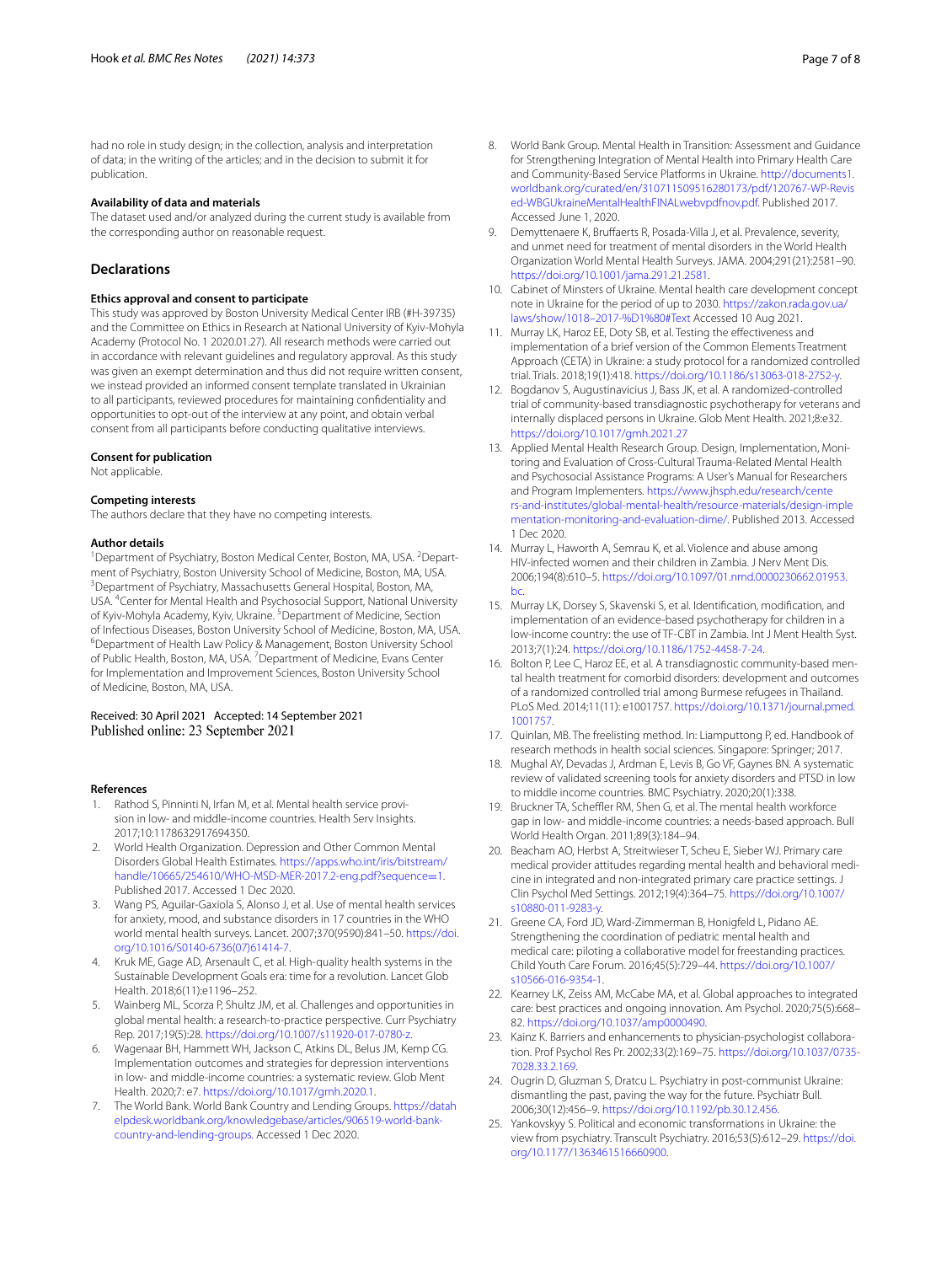had no role in study design; in the collection, analysis and interpretation of data; in the writing of the articles; and in the decision to submit it for publication.

### Availability of data and materials

The dataset used and/or analyzed during the current study is available from the corresponding author on reasonable request.

## Declarations

### Ethics approval and consent to participate

This study was approved by Boston University Medical Center IRB (#H-39735) and the Committee on Ethics in Research at National University of Kyiv-Mohyla Academy (Protocol No. 1 2020.01.27). All research methods were carried out in accordance with relevant guidelines and regulatory approval. As this study was given an exempt determination and thus did not require written consent, we instead provided an informed consent template translated in Ukrainian to all participants, reviewed procedures for maintaining confidentiality and opportunities to opt-out of the interview at any point, and obtain verbal consent from all participants before conducting qualitative interviews.

### Consent for publication

Not applicable.

### Competing interests

The authors declare that they have no competing interests.

### Author details

[1]Department of Psychiatry, Boston Medical Center, Boston, MA, USA. [2]Department of Psychiatry, Boston University School of Medicine, Boston, MA, USA. [3]Department of Psychiatry, Massachusetts General Hospital, Boston, MA, USA. [4]Center for Mental Health and Psychosocial Support, National University of Kyiv-Mohyla Academy, Kyiv, Ukraine. [5]Department of Medicine, Section of Infectious Diseases, Boston University School of Medicine, Boston, MA, USA. [6]Department of Health Law Policy & Management, Boston University School of Public Health, Boston, MA, USA. [7]Department of Medicine, Evans Center for Implementation and Improvement Sciences, Boston University School of Medicine, Boston, MA, USA.

Received: 30 April 2021 Accepted: 14 September 2021
Published online: 23 September 2021

### References

1. Rathod S, Pinninti N, Irfan M, et al. Mental health service provision in low- and middle-income countries. Health Serv Insights. 2017;10:1178632917694350.
2. World Health Organization. Depression and Other Common Mental Disorders Global Health Estimates. https://apps.who.int/iris/bitstream/handle/10665/254610/WHO-MSD-MER-2017.2-eng.pdf?sequence=1. Published 2017. Accessed 1 Dec 2020.
3. Wang PS, Aguilar-Gaxiola S, Alonso J, et al. Use of mental health services for anxiety, mood, and substance disorders in 17 countries in the WHO world mental health surveys. Lancet. 2007;370(9590):841–50. https://doi.org/10.1016/S0140-6736(07)61414-7.
4. Kruk ME, Gage AD, Arsenault C, et al. High-quality health systems in the Sustainable Development Goals era: time for a revolution. Lancet Glob Health. 2018;6(11):e1196–252.
5. Wainberg ML, Scorza P, Shultz JM, et al. Challenges and opportunities in global mental health: a research-to-practice perspective. Curr Psychiatry Rep. 2017;19(5):28. https://doi.org/10.1007/s11920-017-0780-z.
6. Wagenaar BH, Hammett WH, Jackson C, Atkins DL, Belus JM, Kemp CG. Implementation outcomes and strategies for depression interventions in low- and middle-income countries: a systematic review. Glob Ment Health. 2020;7: e7. https://doi.org/10.1017/gmh.2020.1.
7. The World Bank. World Bank Country and Lending Groups. https://datahelpdesk.worldbank.org/knowledgebase/articles/906519-world-bank-country-and-lending-groups. Accessed 1 Dec 2020.
8. World Bank Group. Mental Health in Transition: Assessment and Guidance for Strengthening Integration of Mental Health into Primary Health Care and Community-Based Service Platforms in Ukraine. http://documents1.worldbank.org/curated/en/310711509516280173/pdf/120767-WP-Revised-WBGUkraineMentalHealthFINALwebvpdfnov.pdf. Published 2017. Accessed June 1, 2020.
9. Demyttenaere K, Bruffaerts R, Posada-Villa J, et al. Prevalence, severity, and unmet need for treatment of mental disorders in the World Health Organization World Mental Health Surveys. JAMA. 2004;291(21):2581–90. https://doi.org/10.1001/jama.291.21.2581.
10. Cabinet of Minsters of Ukraine. Mental health care development concept note in Ukraine for the period of up to 2030. https://zakon.rada.gov.ua/laws/show/1018–2017-%D1%80#Text Accessed 10 Aug 2021.
11. Murray LK, Haroz EE, Doty SB, et al. Testing the effectiveness and implementation of a brief version of the Common Elements Treatment Approach (CETA) in Ukraine: a study protocol for a randomized controlled trial. Trials. 2018;19(1):418. https://doi.org/10.1186/s13063-018-2752-y.
12. Bogdanov S, Augustinavicius J, Bass JK, et al. A randomized-controlled trial of community-based transdiagnostic psychotherapy for veterans and internally displaced persons in Ukraine. Glob Ment Health. 2021;8:e32. https://doi.org/10.1017/gmh.2021.27
13. Applied Mental Health Research Group. Design, Implementation, Monitoring and Evaluation of Cross-Cultural Trauma-Related Mental Health and Psychosocial Assistance Programs: A User's Manual for Researchers and Program Implementers. https://www.jhsph.edu/research/centers-and-institutes/global-mental-health/resource-materials/design-implementation-monitoring-and-evaluation-dime/. Published 2013. Accessed 1 Dec 2020.
14. Murray L, Haworth A, Semrau K, et al. Violence and abuse among HIV-infected women and their children in Zambia. J Nerv Ment Dis. 2006;194(8):610–5. https://doi.org/10.1097/01.nmd.0000230662.01953.bc.
15. Murray LK, Dorsey S, Skavenski S, et al. Identification, modification, and implementation of an evidence-based psychotherapy for children in a low-income country: the use of TF-CBT in Zambia. Int J Ment Health Syst. 2013;7(1):24. https://doi.org/10.1186/1752-4458-7-24.
16. Bolton P, Lee C, Haroz EE, et al. A transdiagnostic community-based mental health treatment for comorbid disorders: development and outcomes of a randomized controlled trial among Burmese refugees in Thailand. PLoS Med. 2014;11(11): e1001757. https://doi.org/10.1371/journal.pmed.1001757.
17. Quinlan, MB. The freelisting method. In: Liamputtong P, ed. Handbook of research methods in health social sciences. Singapore: Springer; 2017.
18. Mughal AY, Devadas J, Ardman E, Levis B, Go VF, Gaynes BN. A systematic review of validated screening tools for anxiety disorders and PTSD in low to middle income countries. BMC Psychiatry. 2020;20(1):338.
19. Bruckner TA, Scheffler RM, Shen G, et al. The mental health workforce gap in low- and middle-income countries: a needs-based approach. Bull World Health Organ. 2011;89(3):184–94.
20. Beacham AO, Herbst A, Streitwieser T, Scheu E, Sieber WJ. Primary care medical provider attitudes regarding mental health and behavioral medicine in integrated and non-integrated primary care practice settings. J Clin Psychol Med Settings. 2012;19(4):364–75. https://doi.org/10.1007/s10880-011-9283-y.
21. Greene CA, Ford JD, Ward-Zimmerman B, Honigfeld L, Pidano AE. Strengthening the coordination of pediatric mental health and medical care: piloting a collaborative model for freestanding practices. Child Youth Care Forum. 2016;45(5):729–44. https://doi.org/10.1007/s10566-016-9354-1.
22. Kearney LK, Zeiss AM, McCabe MA, et al. Global approaches to integrated care: best practices and ongoing innovation. Am Psychol. 2020;75(5):668–82. https://doi.org/10.1037/amp0000490.
23. Kainz K. Barriers and enhancements to physician-psychologist collaboration. Prof Psychol Res Pr. 2002;33(2):169–75. https://doi.org/10.1037/0735-7028.33.2.169.
24. Ougrin D, Gluzman S, Dratcu L. Psychiatry in post-communist Ukraine: dismantling the past, paving the way for the future. Psychiatr Bull. 2006;30(12):456–9. https://doi.org/10.1192/pb.30.12.456.
25. Yankovskyy S. Political and economic transformations in Ukraine: the view from psychiatry. Transcult Psychiatry. 2016;53(5):612–29. https://doi.org/10.1177/1363461516660900.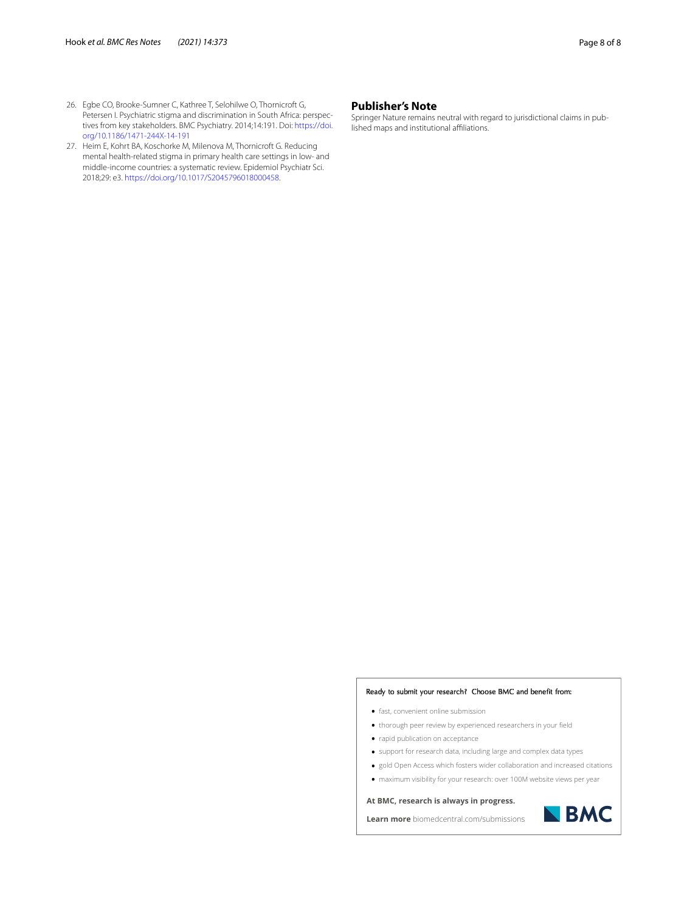26. Egbe CO, Brooke-Sumner C, Kathree T, Selohilwe O, Thornicroft G, Petersen I. Psychiatric stigma and discrimination in South Africa: perspectives from key stakeholders. BMC Psychiatry. 2014;14:191. Doi: https://doi.org/10.1186/1471-244X-14-191
27. Heim E, Kohrt BA, Koschorke M, Milenova M, Thornicroft G. Reducing mental health-related stigma in primary health care settings in low- and middle-income countries: a systematic review. Epidemiol Psychiatr Sci. 2018;29: e3. https://doi.org/10.1017/S2045796018000458.

## Publisher's Note

Springer Nature remains neutral with regard to jurisdictional claims in published maps and institutional affiliations.

Ready to submit your research? Choose BMC and benefit from:

- fast, convenient online submission
- thorough peer review by experienced researchers in your field
- rapid publication on acceptance
- support for research data, including large and complex data types
- gold Open Access which fosters wider collaboration and increased citations
- maximum visibility for your research: over 100M website views per year

**At BMC, research is always in progress.**

**Learn more** biomedcentral.com/submissions

BMC